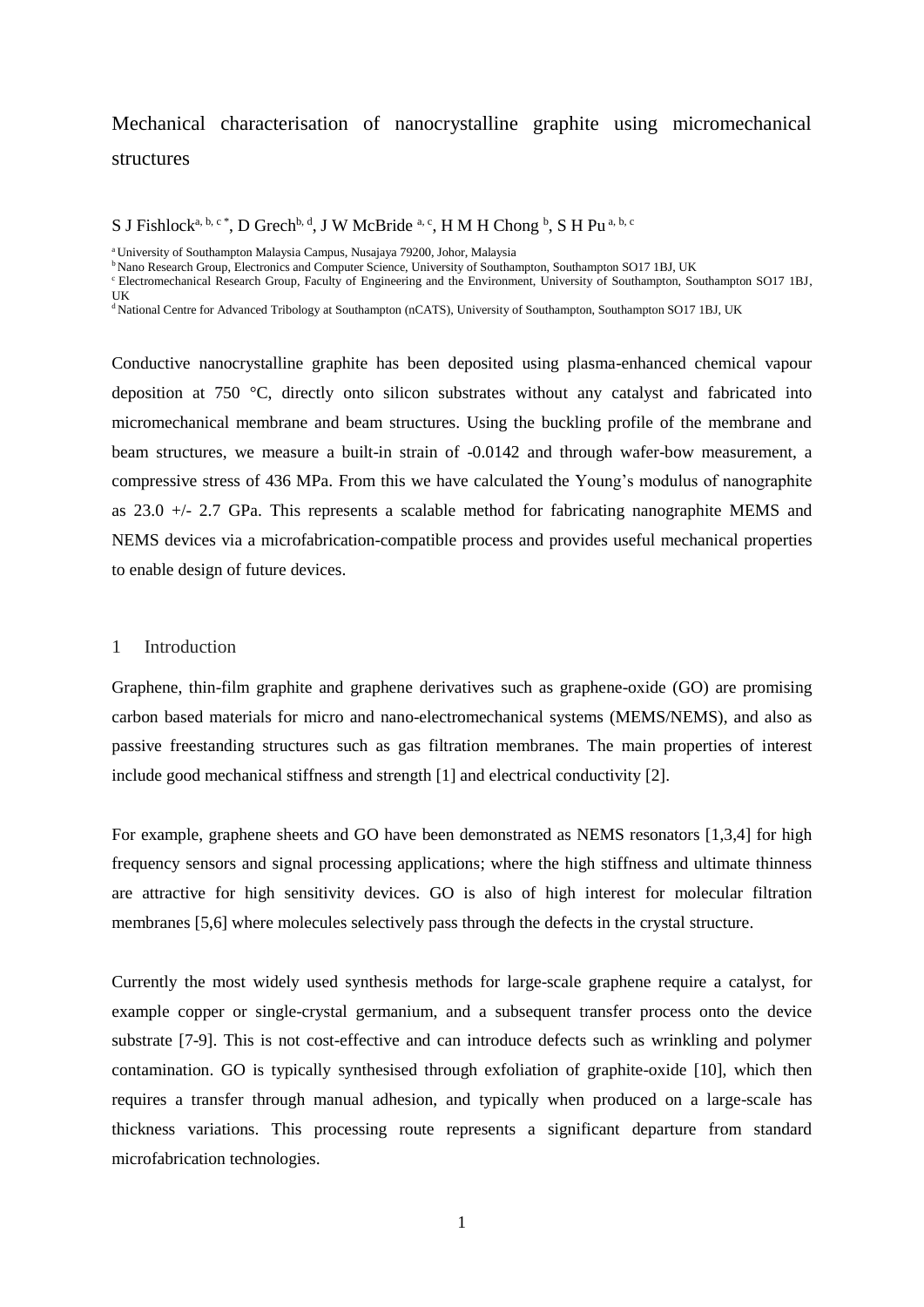# Mechanical characterisation of nanocrystalline graphite using micromechanical structures

S J Fishlock[a, b, c *], D Grech[b, d], J W McBride [a, c], H M H Chong [b], S H Pu [a, b, c]

[a] University of Southampton Malaysia Campus, Nusajaya 79200, Johor, Malaysia
[b] Nano Research Group, Electronics and Computer Science, University of Southampton, Southampton SO17 1BJ, UK
[c] Electromechanical Research Group, Faculty of Engineering and the Environment, University of Southampton, Southampton SO17 1BJ, UK
[d] National Centre for Advanced Tribology at Southampton (nCATS), University of Southampton, Southampton SO17 1BJ, UK

Conductive nanocrystalline graphite has been deposited using plasma-enhanced chemical vapour deposition at 750 °C, directly onto silicon substrates without any catalyst and fabricated into micromechanical membrane and beam structures. Using the buckling profile of the membrane and beam structures, we measure a built-in strain of -0.0142 and through wafer-bow measurement, a compressive stress of 436 MPa. From this we have calculated the Young's modulus of nanographite as 23.0 +/- 2.7 GPa. This represents a scalable method for fabricating nanographite MEMS and NEMS devices via a microfabrication-compatible process and provides useful mechanical properties to enable design of future devices.

## 1 Introduction

Graphene, thin-film graphite and graphene derivatives such as graphene-oxide (GO) are promising carbon based materials for micro and nano-electromechanical systems (MEMS/NEMS), and also as passive freestanding structures such as gas filtration membranes. The main properties of interest include good mechanical stiffness and strength [1] and electrical conductivity [2].

For example, graphene sheets and GO have been demonstrated as NEMS resonators [1,3,4] for high frequency sensors and signal processing applications; where the high stiffness and ultimate thinness are attractive for high sensitivity devices. GO is also of high interest for molecular filtration membranes [5,6] where molecules selectively pass through the defects in the crystal structure.

Currently the most widely used synthesis methods for large-scale graphene require a catalyst, for example copper or single-crystal germanium, and a subsequent transfer process onto the device substrate [7-9]. This is not cost-effective and can introduce defects such as wrinkling and polymer contamination. GO is typically synthesised through exfoliation of graphite-oxide [10], which then requires a transfer through manual adhesion, and typically when produced on a large-scale has thickness variations. This processing route represents a significant departure from standard microfabrication technologies.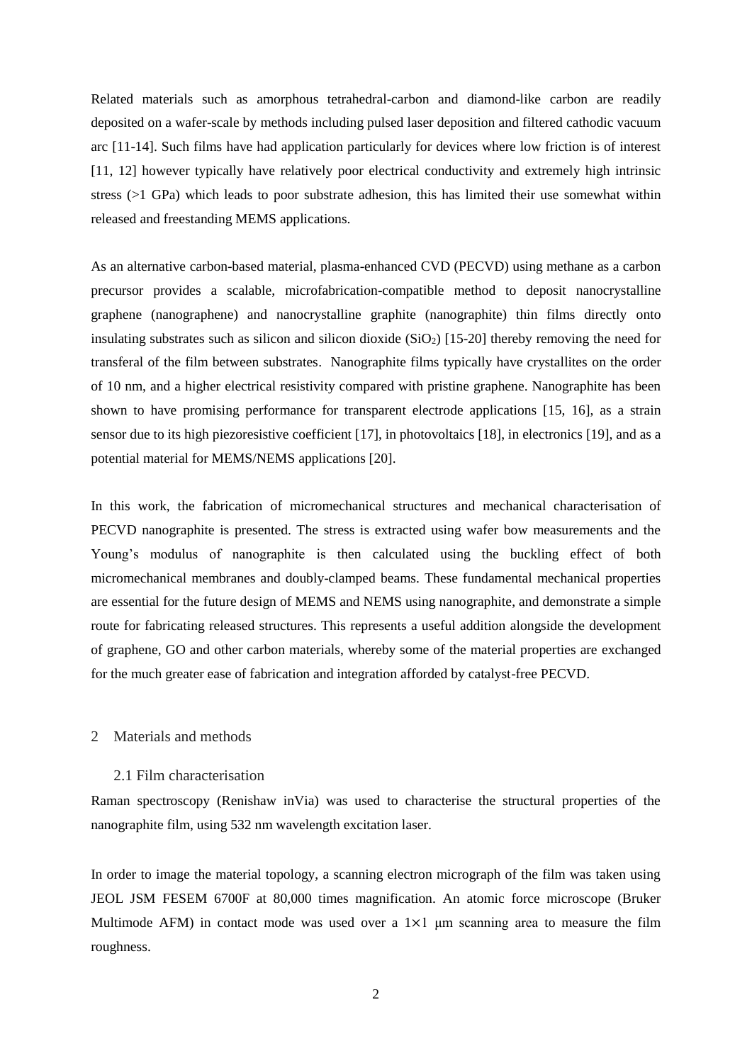Related materials such as amorphous tetrahedral-carbon and diamond-like carbon are readily deposited on a wafer-scale by methods including pulsed laser deposition and filtered cathodic vacuum arc [11-14]. Such films have had application particularly for devices where low friction is of interest [11, 12] however typically have relatively poor electrical conductivity and extremely high intrinsic stress (>1 GPa) which leads to poor substrate adhesion, this has limited their use somewhat within released and freestanding MEMS applications.

As an alternative carbon-based material, plasma-enhanced CVD (PECVD) using methane as a carbon precursor provides a scalable, microfabrication-compatible method to deposit nanocrystalline graphene (nanographene) and nanocrystalline graphite (nanographite) thin films directly onto insulating substrates such as silicon and silicon dioxide ($SiO_2$) [15-20] thereby removing the need for transferal of the film between substrates. Nanographite films typically have crystallites on the order of 10 nm, and a higher electrical resistivity compared with pristine graphene. Nanographite has been shown to have promising performance for transparent electrode applications [15, 16], as a strain sensor due to its high piezoresistive coefficient [17], in photovoltaics [18], in electronics [19], and as a potential material for MEMS/NEMS applications [20].

In this work, the fabrication of micromechanical structures and mechanical characterisation of PECVD nanographite is presented. The stress is extracted using wafer bow measurements and the Young's modulus of nanographite is then calculated using the buckling effect of both micromechanical membranes and doubly-clamped beams. These fundamental mechanical properties are essential for the future design of MEMS and NEMS using nanographite, and demonstrate a simple route for fabricating released structures. This represents a useful addition alongside the development of graphene, GO and other carbon materials, whereby some of the material properties are exchanged for the much greater ease of fabrication and integration afforded by catalyst-free PECVD.

## 2 Materials and methods

### 2.1 Film characterisation

Raman spectroscopy (Renishaw inVia) was used to characterise the structural properties of the nanographite film, using 532 nm wavelength excitation laser.

In order to image the material topology, a scanning electron micrograph of the film was taken using JEOL JSM FESEM 6700F at 80,000 times magnification. An atomic force microscope (Bruker Multimode AFM) in contact mode was used over a 1×1 μm scanning area to measure the film roughness.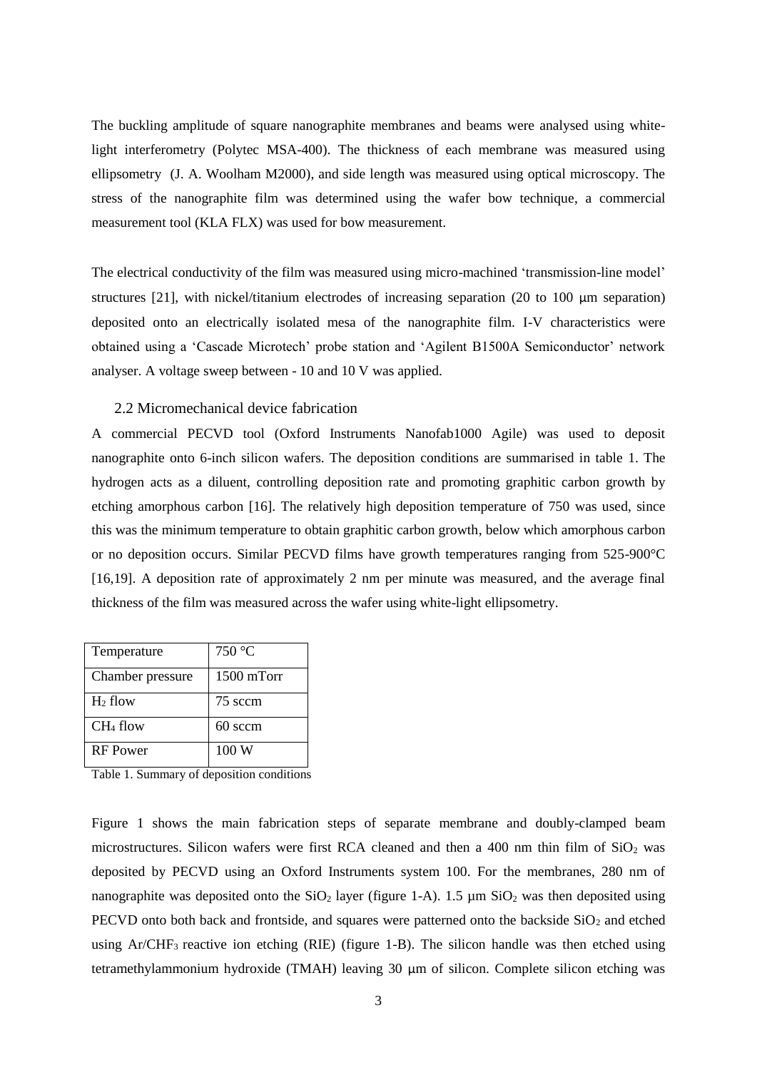The buckling amplitude of square nanographite membranes and beams were analysed using white-light interferometry (Polytec MSA-400). The thickness of each membrane was measured using ellipsometry (J. A. Woolham M2000), and side length was measured using optical microscopy. The stress of the nanographite film was determined using the wafer bow technique, a commercial measurement tool (KLA FLX) was used for bow measurement.

The electrical conductivity of the film was measured using micro-machined 'transmission-line model' structures [21], with nickel/titanium electrodes of increasing separation (20 to 100 μm separation) deposited onto an electrically isolated mesa of the nanographite film. I-V characteristics were obtained using a 'Cascade Microtech' probe station and 'Agilent B1500A Semiconductor' network analyser. A voltage sweep between - 10 and 10 V was applied.

## 2.2 Micromechanical device fabrication

A commercial PECVD tool (Oxford Instruments Nanofab1000 Agile) was used to deposit nanographite onto 6-inch silicon wafers. The deposition conditions are summarised in table 1. The hydrogen acts as a diluent, controlling deposition rate and promoting graphitic carbon growth by etching amorphous carbon [16]. The relatively high deposition temperature of 750 was used, since this was the minimum temperature to obtain graphitic carbon growth, below which amorphous carbon or no deposition occurs. Similar PECVD films have growth temperatures ranging from 525-900°C [16,19]. A deposition rate of approximately 2 nm per minute was measured, and the average final thickness of the film was measured across the wafer using white-light ellipsometry.

| Temperature | 750 °C |
|---|---|
| Chamber pressure | 1500 mTorr |
| $H_2$ flow | 75 sccm |
| $CH_4$ flow | 60 sccm |
| RF Power | 100 W |

Table 1. Summary of deposition conditions

Figure 1 shows the main fabrication steps of separate membrane and doubly-clamped beam microstructures. Silicon wafers were first RCA cleaned and then a 400 nm thin film of $SiO_2$ was deposited by PECVD using an Oxford Instruments system 100. For the membranes, 280 nm of nanographite was deposited onto the $SiO_2$ layer (figure 1-A). 1.5 µm $SiO_2$ was then deposited using PECVD onto both back and frontside, and squares were patterned onto the backside $SiO_2$ and etched using Ar/$CHF_3$ reactive ion etching (RIE) (figure 1-B). The silicon handle was then etched using tetramethylammonium hydroxide (TMAH) leaving 30 µm of silicon. Complete silicon etching was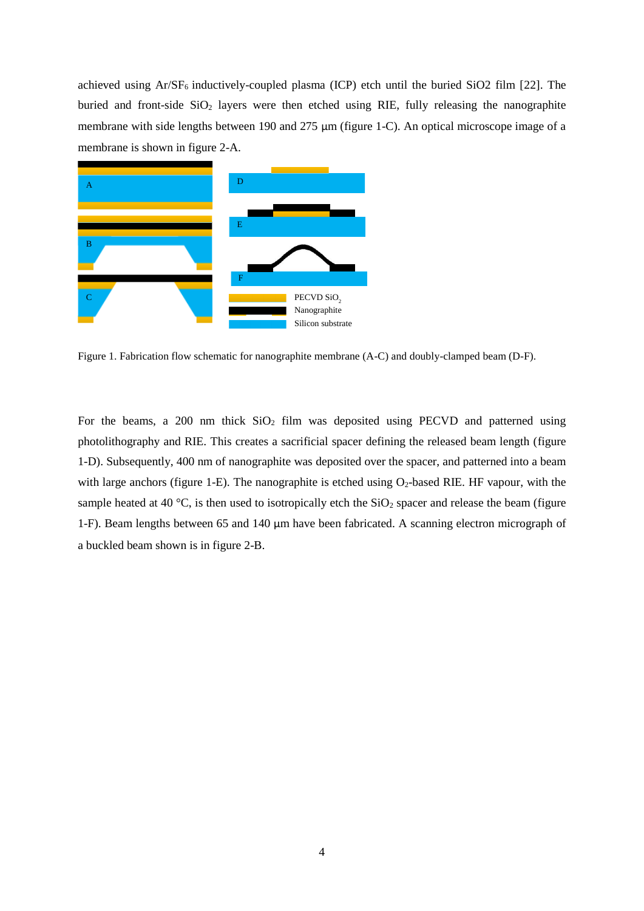achieved using Ar/$SF_6$ inductively-coupled plasma (ICP) etch until the buried SiO2 film [22]. The buried and front-side $SiO_2$ layers were then etched using RIE, fully releasing the nanographite membrane with side lengths between 190 and 275 µm (figure 1-C). An optical microscope image of a membrane is shown in figure 2-A.

Figure 1. Fabrication flow schematic for nanographite membrane (A-C) and doubly-clamped beam (D-F).

For the beams, a 200 nm thick $SiO_2$ film was deposited using PECVD and patterned using photolithography and RIE. This creates a sacrificial spacer defining the released beam length (figure 1-D). Subsequently, 400 nm of nanographite was deposited over the spacer, and patterned into a beam with large anchors (figure 1-E). The nanographite is etched using $O_2$-based RIE. HF vapour, with the sample heated at 40 °C, is then used to isotropically etch the $SiO_2$ spacer and release the beam (figure 1-F). Beam lengths between 65 and 140 µm have been fabricated. A scanning electron micrograph of a buckled beam shown is in figure 2-B.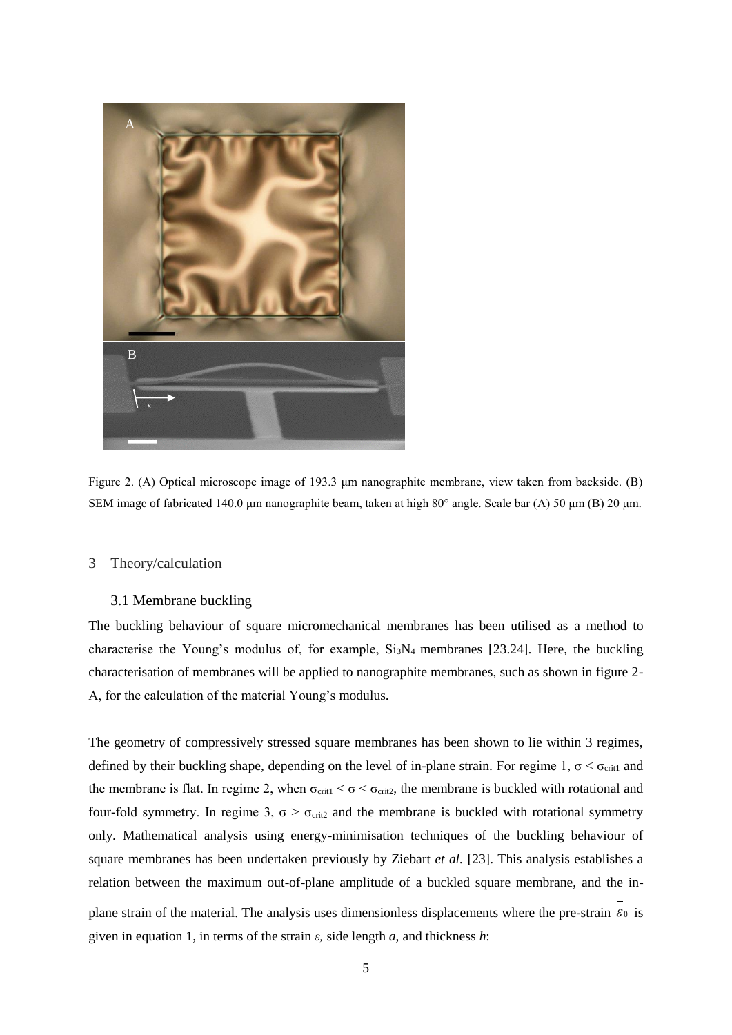Figure 2. (A) Optical microscope image of 193.3 μm nanographite membrane, view taken from backside. (B) SEM image of fabricated 140.0 μm nanographite beam, taken at high 80° angle. Scale bar (A) 50 μm (B) 20 μm.

## 3 Theory/calculation

### 3.1 Membrane buckling

The buckling behaviour of square micromechanical membranes has been utilised as a method to characterise the Young's modulus of, for example, $Si_3N_4$ membranes [23.24]. Here, the buckling characterisation of membranes will be applied to nanographite membranes, such as shown in figure 2-A, for the calculation of the material Young's modulus.

The geometry of compressively stressed square membranes has been shown to lie within 3 regimes, defined by their buckling shape, depending on the level of in-plane strain. For regime 1, $\sigma < \sigma_{crit1}$ and the membrane is flat. In regime 2, when $\sigma_{crit1} < \sigma < \sigma_{crit2}$, the membrane is buckled with rotational and four-fold symmetry. In regime 3, $\sigma > \sigma_{crit2}$ and the membrane is buckled with rotational symmetry only. Mathematical analysis using energy-minimisation techniques of the buckling behaviour of square membranes has been undertaken previously by Ziebart *et al.* [23]. This analysis establishes a relation between the maximum out-of-plane amplitude of a buckled square membrane, and the in-plane strain of the material. The analysis uses dimensionless displacements where the pre-strain $\bar{\varepsilon}_0$ is given in equation 1, in terms of the strain $\varepsilon$, side length *a*, and thickness *h*: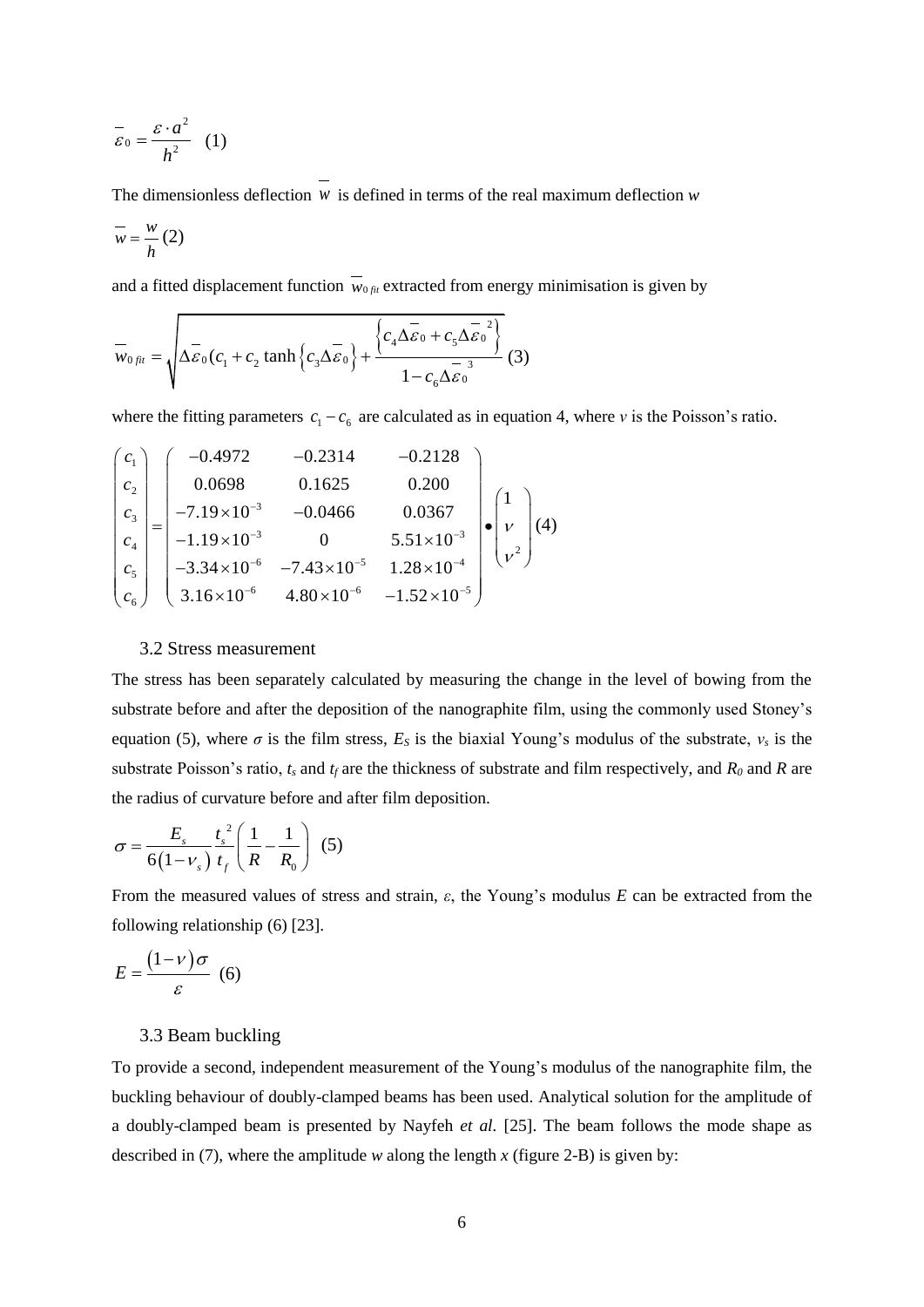$$\bar{\varepsilon}_0 = \frac{\varepsilon \cdot a^2}{h^2} \quad (1)$$

The dimensionless deflection $\bar{w}$ is defined in terms of the real maximum deflection $w$

$$\bar{w} = \frac{w}{h} \quad (2)$$

and a fitted displacement function $\bar{w}_{0\,fit}$ extracted from energy minimisation is given by

$$\bar{w}_{0\,fit} = \sqrt{\Delta\bar{\varepsilon}_0 (c_1 + c_2 \tanh\left\{c_3 \Delta\bar{\varepsilon}_0\right\} + \frac{\left\{c_4 \Delta\bar{\varepsilon}_0 + c_5 \Delta\bar{\varepsilon}_0^{\,2}\right\}}{1 - c_6 \Delta\bar{\varepsilon}_0^{\,3}}} \quad (3)$$

where the fitting parameters $c_1 - c_6$ are calculated as in equation 4, where $v$ is the Poisson's ratio.

$$\begin{pmatrix} c_1 \\ c_2 \\ c_3 \\ c_4 \\ c_5 \\ c_6 \end{pmatrix} = \begin{pmatrix} -0.4972 & -0.2314 & -0.2128 \\ 0.0698 & 0.1625 & 0.200 \\ -7.19\times10^{-3} & -0.0466 & 0.0367 \\ -1.19\times10^{-3} & 0 & 5.51\times10^{-3} \\ -3.34\times10^{-6} & -7.43\times10^{-5} & 1.28\times10^{-4} \\ 3.16\times10^{-6} & 4.80\times10^{-6} & -1.52\times10^{-5} \end{pmatrix} \bullet \begin{pmatrix} 1 \\ v \\ v^2 \end{pmatrix} \quad (4)$$

### 3.2 Stress measurement

The stress has been separately calculated by measuring the change in the level of bowing from the substrate before and after the deposition of the nanographite film, using the commonly used Stoney's equation (5), where $\sigma$ is the film stress, $E_S$ is the biaxial Young's modulus of the substrate, $v_s$ is the substrate Poisson's ratio, $t_s$ and $t_f$ are the thickness of substrate and film respectively, and $R_0$ and $R$ are the radius of curvature before and after film deposition.

$$\sigma = \frac{E_s}{6(1-v_s)} \frac{t_s^{\,2}}{t_f} \left( \frac{1}{R} - \frac{1}{R_0} \right) \quad (5)$$

From the measured values of stress and strain, $\varepsilon$, the Young's modulus $E$ can be extracted from the following relationship (6) [23].

$$E = \frac{(1-v)\sigma}{\varepsilon} \quad (6)$$

### 3.3 Beam buckling

To provide a second, independent measurement of the Young's modulus of the nanographite film, the buckling behaviour of doubly-clamped beams has been used. Analytical solution for the amplitude of a doubly-clamped beam is presented by Nayfeh *et al*. [25]. The beam follows the mode shape as described in (7), where the amplitude $w$ along the length $x$ (figure 2-B) is given by: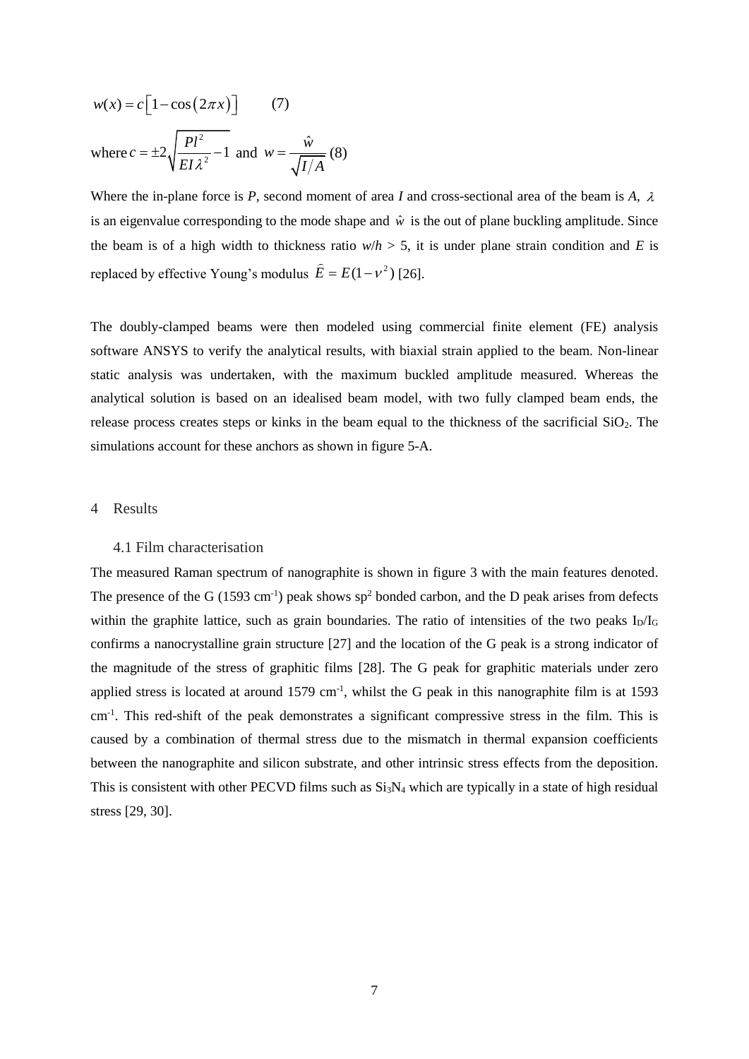$$w(x) = c\left[1 - \cos(2\pi x)\right] \quad (7)$$

where $c = \pm 2\sqrt{\dfrac{Pl^2}{EI\lambda^2} - 1}$ and $w = \dfrac{\hat{w}}{\sqrt{I/A}}$ (8)

Where the in-plane force is *P*, second moment of area *I* and cross-sectional area of the beam is *A*, $\lambda$ is an eigenvalue corresponding to the mode shape and $\hat{w}$ is the out of plane buckling amplitude. Since the beam is of a high width to thickness ratio $w/h > 5$, it is under plane strain condition and *E* is replaced by effective Young's modulus $\hat{E} = E(1 - \nu^2)$ [26].

The doubly-clamped beams were then modeled using commercial finite element (FE) analysis software ANSYS to verify the analytical results, with biaxial strain applied to the beam. Non-linear static analysis was undertaken, with the maximum buckled amplitude measured. Whereas the analytical solution is based on an idealised beam model, with two fully clamped beam ends, the release process creates steps or kinks in the beam equal to the thickness of the sacrificial $SiO_2$. The simulations account for these anchors as shown in figure 5-A.

## 4 Results

### 4.1 Film characterisation

The measured Raman spectrum of nanographite is shown in figure 3 with the main features denoted. The presence of the G (1593 $cm^{-1}$) peak shows $sp^2$ bonded carbon, and the D peak arises from defects within the graphite lattice, such as grain boundaries. The ratio of intensities of the two peaks $I_D/I_G$ confirms a nanocrystalline grain structure [27] and the location of the G peak is a strong indicator of the magnitude of the stress of graphitic films [28]. The G peak for graphitic materials under zero applied stress is located at around 1579 $cm^{-1}$, whilst the G peak in this nanographite film is at 1593 $cm^{-1}$. This red-shift of the peak demonstrates a significant compressive stress in the film. This is caused by a combination of thermal stress due to the mismatch in thermal expansion coefficients between the nanographite and silicon substrate, and other intrinsic stress effects from the deposition. This is consistent with other PECVD films such as $Si_3N_4$ which are typically in a state of high residual stress [29, 30].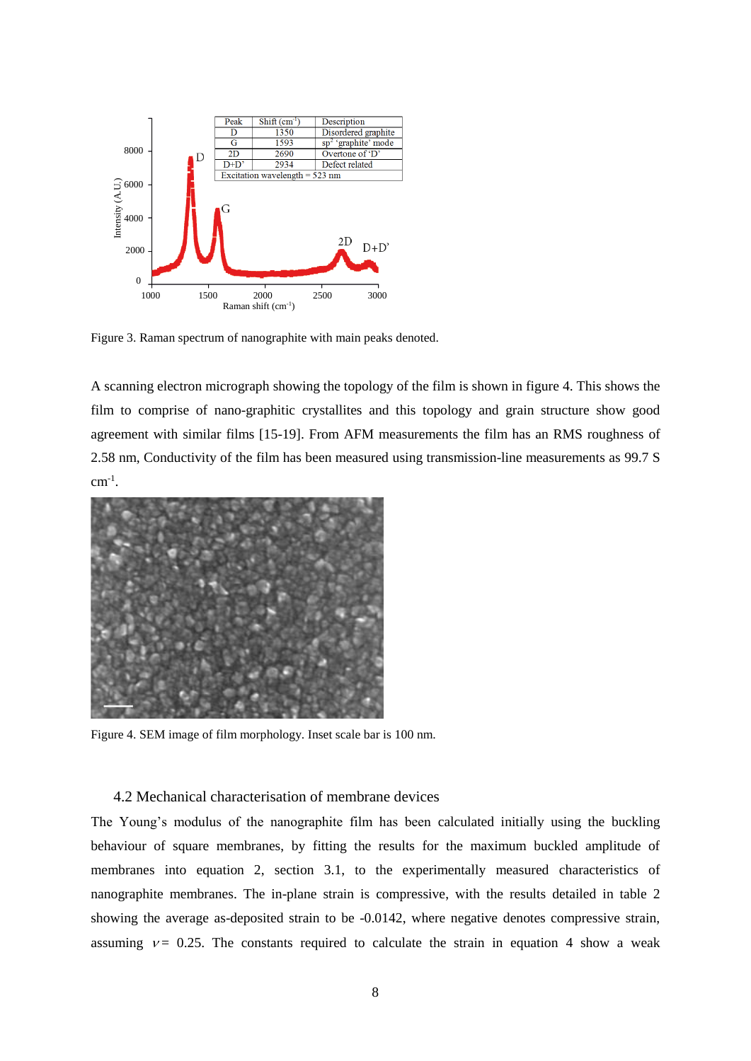Figure 3. Raman spectrum of nanographite with main peaks denoted.

A scanning electron micrograph showing the topology of the film is shown in figure 4. This shows the film to comprise of nano-graphitic crystallites and this topology and grain structure show good agreement with similar films [15-19]. From AFM measurements the film has an RMS roughness of 2.58 nm, Conductivity of the film has been measured using transmission-line measurements as 99.7 S cm$^{-1}$.

Figure 4. SEM image of film morphology. Inset scale bar is 100 nm.

## 4.2 Mechanical characterisation of membrane devices

The Young's modulus of the nanographite film has been calculated initially using the buckling behaviour of square membranes, by fitting the results for the maximum buckled amplitude of membranes into equation 2, section 3.1, to the experimentally measured characteristics of nanographite membranes. The in-plane strain is compressive, with the results detailed in table 2 showing the average as-deposited strain to be -0.0142, where negative denotes compressive strain, assuming $\nu = 0.25$. The constants required to calculate the strain in equation 4 show a weak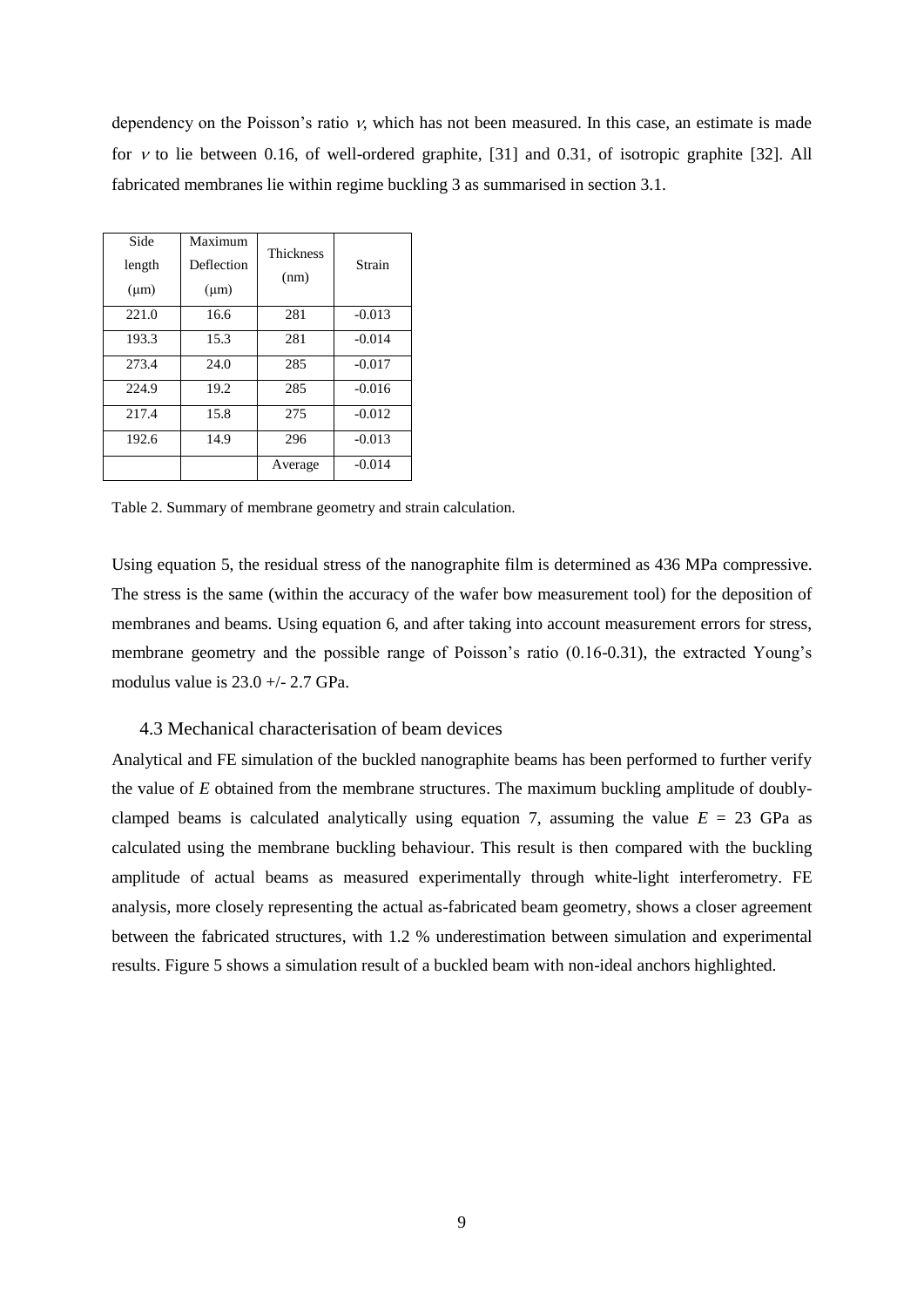dependency on the Poisson's ratio $\nu$, which has not been measured. In this case, an estimate is made for $\nu$ to lie between 0.16, of well-ordered graphite, [31] and 0.31, of isotropic graphite [32]. All fabricated membranes lie within regime buckling 3 as summarised in section 3.1.

| Side length (μm) | Maximum Deflection (μm) | Thickness (nm) | Strain |
|---|---|---|---|
| 221.0 | 16.6 | 281 | -0.013 |
| 193.3 | 15.3 | 281 | -0.014 |
| 273.4 | 24.0 | 285 | -0.017 |
| 224.9 | 19.2 | 285 | -0.016 |
| 217.4 | 15.8 | 275 | -0.012 |
| 192.6 | 14.9 | 296 | -0.013 |
| | | Average | -0.014 |

Table 2. Summary of membrane geometry and strain calculation.

Using equation 5, the residual stress of the nanographite film is determined as 436 MPa compressive. The stress is the same (within the accuracy of the wafer bow measurement tool) for the deposition of membranes and beams. Using equation 6, and after taking into account measurement errors for stress, membrane geometry and the possible range of Poisson's ratio (0.16-0.31), the extracted Young's modulus value is 23.0 +/- 2.7 GPa.

### 4.3 Mechanical characterisation of beam devices

Analytical and FE simulation of the buckled nanographite beams has been performed to further verify the value of $E$ obtained from the membrane structures. The maximum buckling amplitude of doubly-clamped beams is calculated analytically using equation 7, assuming the value $E$ = 23 GPa as calculated using the membrane buckling behaviour. This result is then compared with the buckling amplitude of actual beams as measured experimentally through white-light interferometry. FE analysis, more closely representing the actual as-fabricated beam geometry, shows a closer agreement between the fabricated structures, with 1.2 % underestimation between simulation and experimental results. Figure 5 shows a simulation result of a buckled beam with non-ideal anchors highlighted.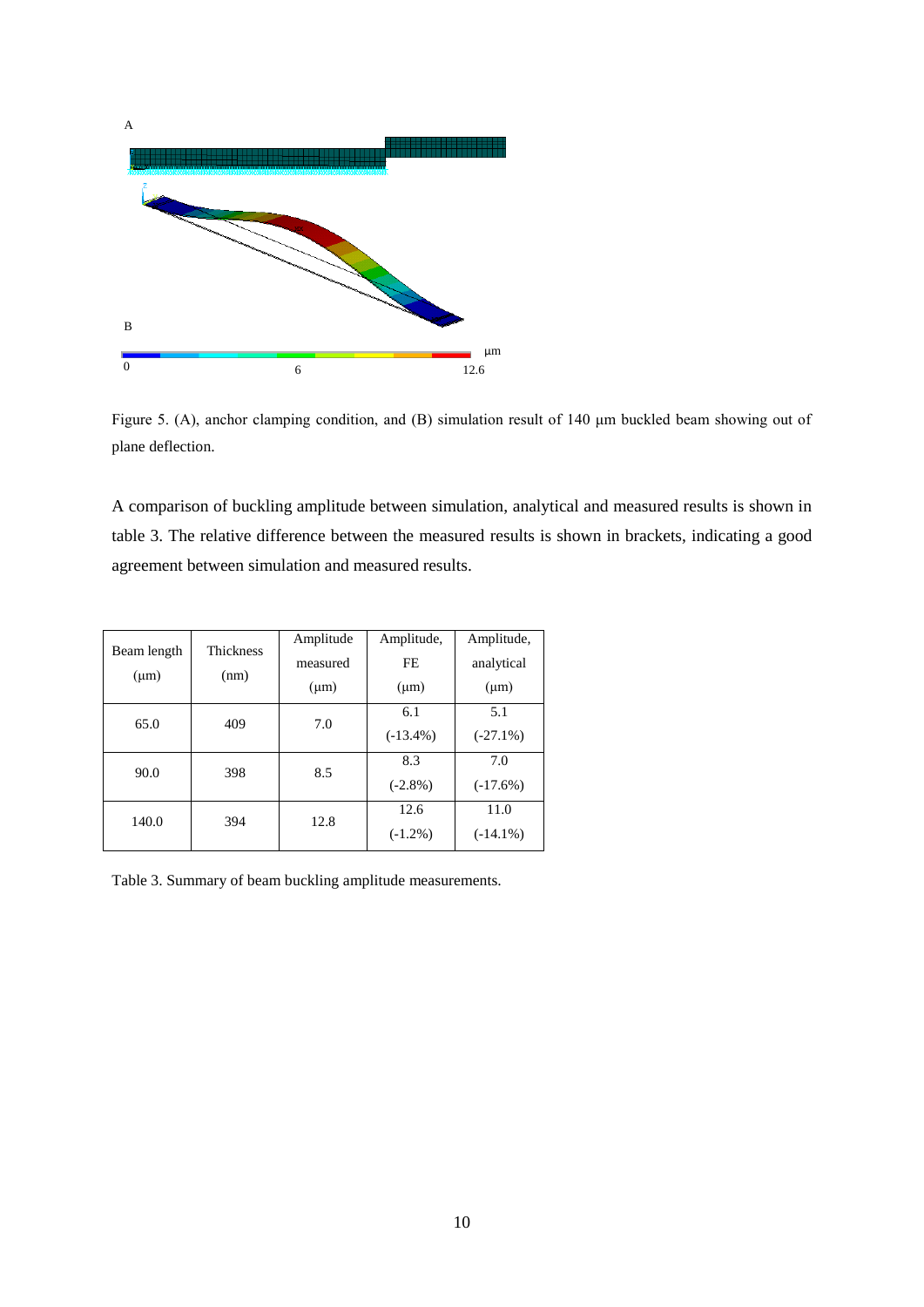Figure 5. (A), anchor clamping condition, and (B) simulation result of 140 μm buckled beam showing out of plane deflection.

A comparison of buckling amplitude between simulation, analytical and measured results is shown in table 3. The relative difference between the measured results is shown in brackets, indicating a good agreement between simulation and measured results.

| Beam length (μm) | Thickness (nm) | Amplitude measured (μm) | Amplitude, FE (μm) | Amplitude, analytical (μm) |
|---|---|---|---|---|
| 65.0 | 409 | 7.0 | 6.1 (-13.4%) | 5.1 (-27.1%) |
| 90.0 | 398 | 8.5 | 8.3 (-2.8%) | 7.0 (-17.6%) |
| 140.0 | 394 | 12.8 | 12.6 (-1.2%) | 11.0 (-14.1%) |

Table 3. Summary of beam buckling amplitude measurements.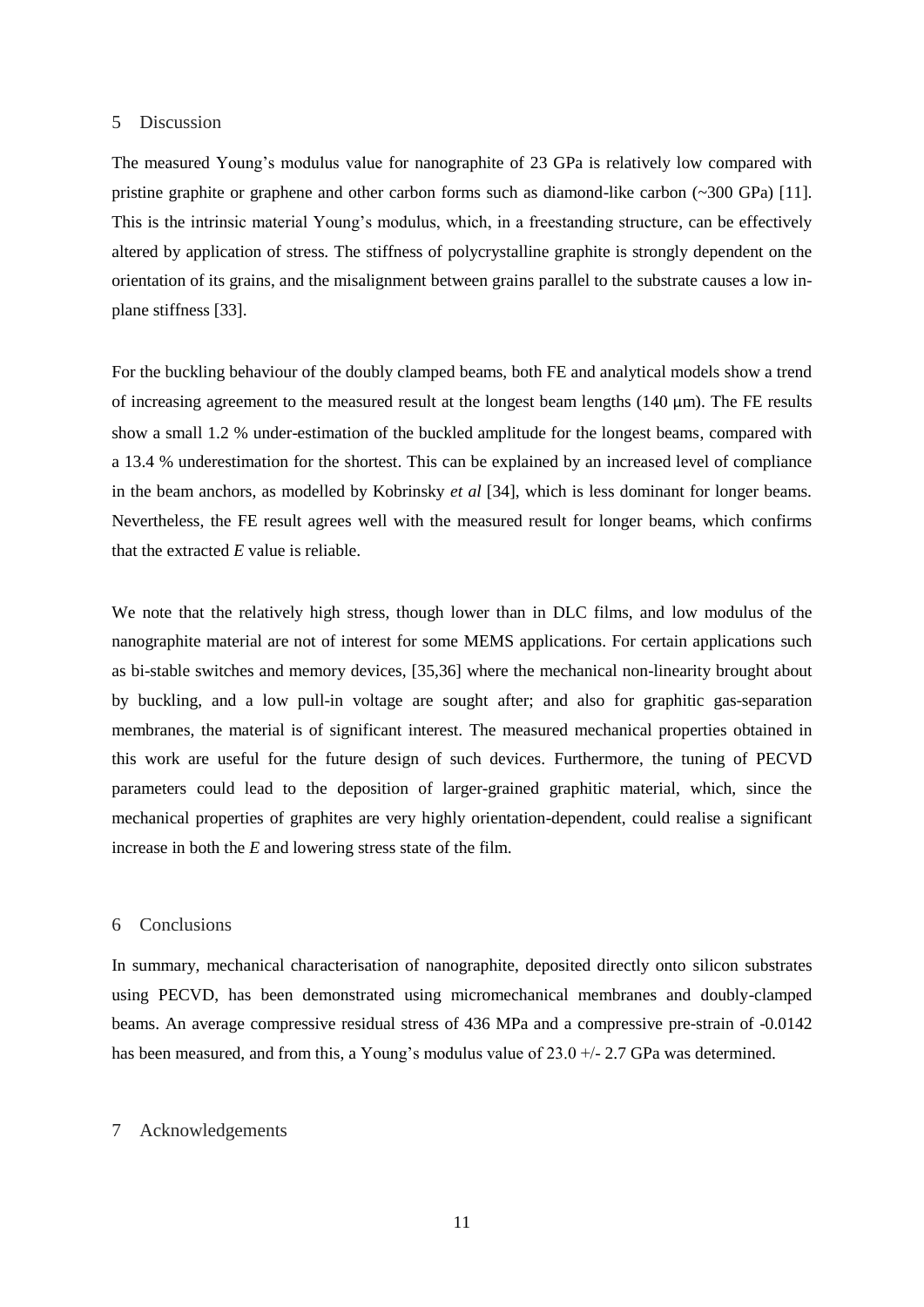## 5 Discussion

The measured Young's modulus value for nanographite of 23 GPa is relatively low compared with pristine graphite or graphene and other carbon forms such as diamond-like carbon (~300 GPa) [11]. This is the intrinsic material Young's modulus, which, in a freestanding structure, can be effectively altered by application of stress. The stiffness of polycrystalline graphite is strongly dependent on the orientation of its grains, and the misalignment between grains parallel to the substrate causes a low in-plane stiffness [33].

For the buckling behaviour of the doubly clamped beams, both FE and analytical models show a trend of increasing agreement to the measured result at the longest beam lengths (140 μm). The FE results show a small 1.2 % under-estimation of the buckled amplitude for the longest beams, compared with a 13.4 % underestimation for the shortest. This can be explained by an increased level of compliance in the beam anchors, as modelled by Kobrinsky *et al* [34], which is less dominant for longer beams. Nevertheless, the FE result agrees well with the measured result for longer beams, which confirms that the extracted $E$ value is reliable.

We note that the relatively high stress, though lower than in DLC films, and low modulus of the nanographite material are not of interest for some MEMS applications. For certain applications such as bi-stable switches and memory devices, [35,36] where the mechanical non-linearity brought about by buckling, and a low pull-in voltage are sought after; and also for graphitic gas-separation membranes, the material is of significant interest. The measured mechanical properties obtained in this work are useful for the future design of such devices. Furthermore, the tuning of PECVD parameters could lead to the deposition of larger-grained graphitic material, which, since the mechanical properties of graphites are very highly orientation-dependent, could realise a significant increase in both the $E$ and lowering stress state of the film.

## 6 Conclusions

In summary, mechanical characterisation of nanographite, deposited directly onto silicon substrates using PECVD, has been demonstrated using micromechanical membranes and doubly-clamped beams. An average compressive residual stress of 436 MPa and a compressive pre-strain of -0.0142 has been measured, and from this, a Young's modulus value of 23.0 +/- 2.7 GPa was determined.

## 7 Acknowledgements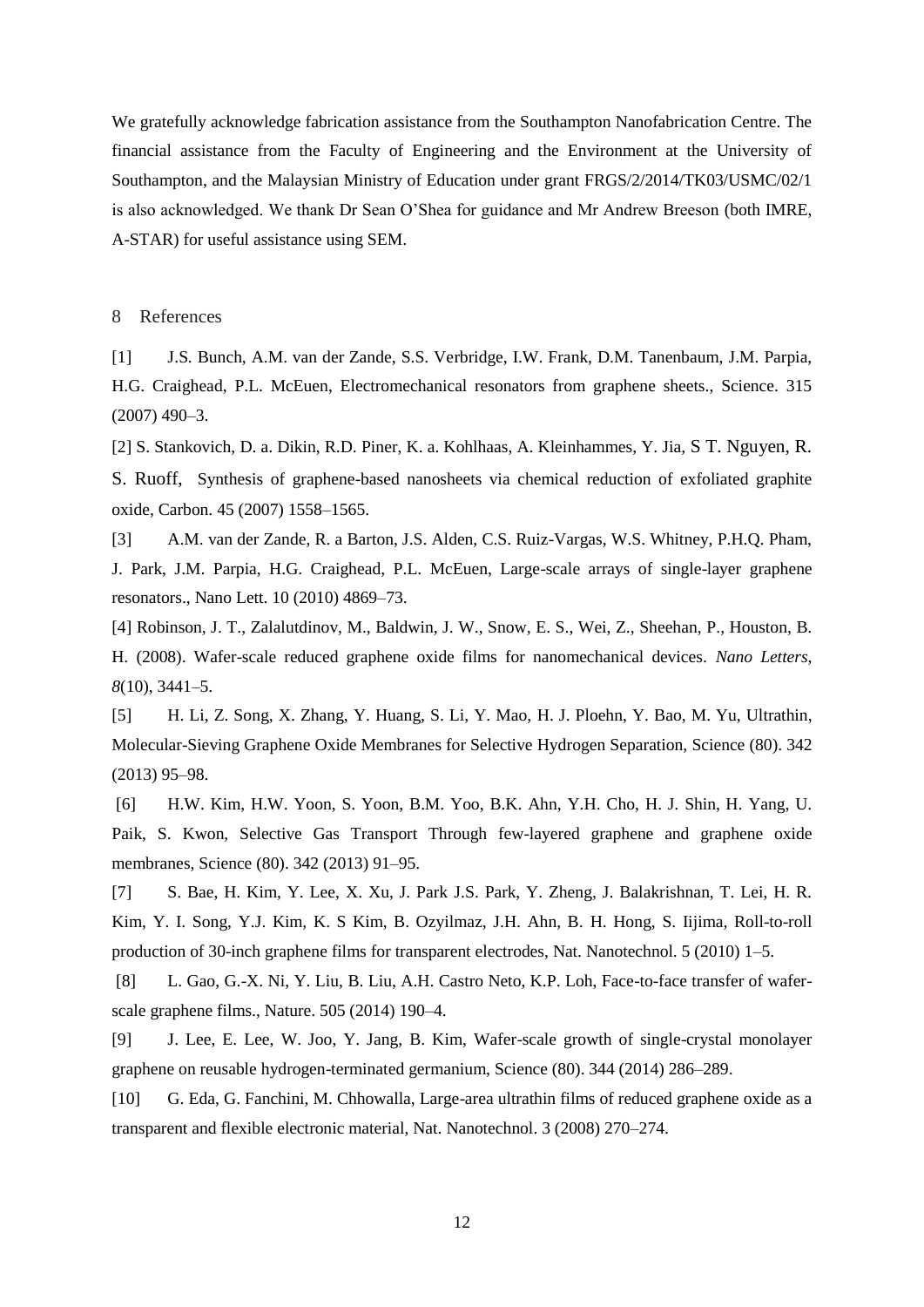We gratefully acknowledge fabrication assistance from the Southampton Nanofabrication Centre. The financial assistance from the Faculty of Engineering and the Environment at the University of Southampton, and the Malaysian Ministry of Education under grant FRGS/2/2014/TK03/USMC/02/1 is also acknowledged. We thank Dr Sean O'Shea for guidance and Mr Andrew Breeson (both IMRE, A-STAR) for useful assistance using SEM.

## 8 References

[1] J.S. Bunch, A.M. van der Zande, S.S. Verbridge, I.W. Frank, D.M. Tanenbaum, J.M. Parpia, H.G. Craighead, P.L. McEuen, Electromechanical resonators from graphene sheets., Science. 315 (2007) 490–3.

[2] S. Stankovich, D. a. Dikin, R.D. Piner, K. a. Kohlhaas, A. Kleinhammes, Y. Jia, S T. Nguyen, R. S. Ruoff, Synthesis of graphene-based nanosheets via chemical reduction of exfoliated graphite oxide, Carbon. 45 (2007) 1558–1565.

[3] A.M. van der Zande, R. a Barton, J.S. Alden, C.S. Ruiz-Vargas, W.S. Whitney, P.H.Q. Pham, J. Park, J.M. Parpia, H.G. Craighead, P.L. McEuen, Large-scale arrays of single-layer graphene resonators., Nano Lett. 10 (2010) 4869–73.

[4] Robinson, J. T., Zalalutdinov, M., Baldwin, J. W., Snow, E. S., Wei, Z., Sheehan, P., Houston, B. H. (2008). Wafer-scale reduced graphene oxide films for nanomechanical devices. *Nano Letters*, *8*(10), 3441–5.

[5] H. Li, Z. Song, X. Zhang, Y. Huang, S. Li, Y. Mao, H. J. Ploehn, Y. Bao, M. Yu, Ultrathin, Molecular-Sieving Graphene Oxide Membranes for Selective Hydrogen Separation, Science (80). 342 (2013) 95–98.

[6] H.W. Kim, H.W. Yoon, S. Yoon, B.M. Yoo, B.K. Ahn, Y.H. Cho, H. J. Shin, H. Yang, U. Paik, S. Kwon, Selective Gas Transport Through few-layered graphene and graphene oxide membranes, Science (80). 342 (2013) 91–95.

[7] S. Bae, H. Kim, Y. Lee, X. Xu, J. Park J.S. Park, Y. Zheng, J. Balakrishnan, T. Lei, H. R. Kim, Y. I. Song, Y.J. Kim, K. S Kim, B. Ozyilmaz, J.H. Ahn, B. H. Hong, S. Iijima, Roll-to-roll production of 30-inch graphene films for transparent electrodes, Nat. Nanotechnol. 5 (2010) 1–5.

[8] L. Gao, G.-X. Ni, Y. Liu, B. Liu, A.H. Castro Neto, K.P. Loh, Face-to-face transfer of wafer-scale graphene films., Nature. 505 (2014) 190–4.

[9] J. Lee, E. Lee, W. Joo, Y. Jang, B. Kim, Wafer-scale growth of single-crystal monolayer graphene on reusable hydrogen-terminated germanium, Science (80). 344 (2014) 286–289.

[10] G. Eda, G. Fanchini, M. Chhowalla, Large-area ultrathin films of reduced graphene oxide as a transparent and flexible electronic material, Nat. Nanotechnol. 3 (2008) 270–274.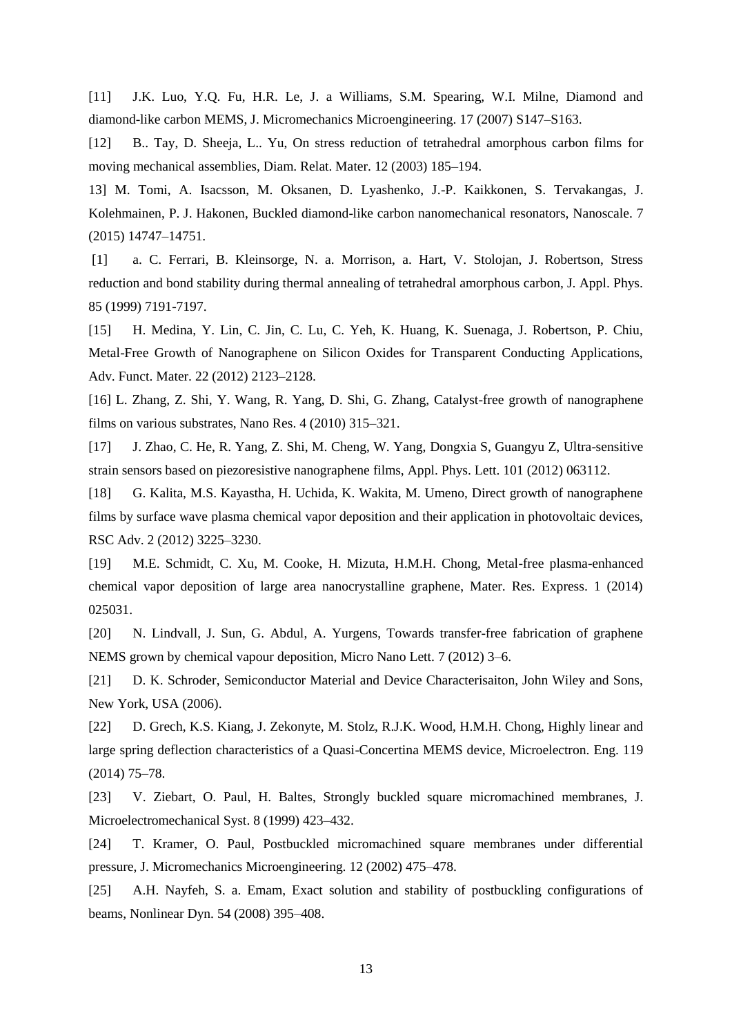[11] J.K. Luo, Y.Q. Fu, H.R. Le, J. a Williams, S.M. Spearing, W.I. Milne, Diamond and diamond-like carbon MEMS, J. Micromechanics Microengineering. 17 (2007) S147–S163.

[12] B.. Tay, D. Sheeja, L.. Yu, On stress reduction of tetrahedral amorphous carbon films for moving mechanical assemblies, Diam. Relat. Mater. 12 (2003) 185–194.

13] M. Tomi, A. Isacsson, M. Oksanen, D. Lyashenko, J.-P. Kaikkonen, S. Tervakangas, J. Kolehmainen, P. J. Hakonen, Buckled diamond-like carbon nanomechanical resonators, Nanoscale. 7 (2015) 14747–14751.

[1] a. C. Ferrari, B. Kleinsorge, N. a. Morrison, a. Hart, V. Stolojan, J. Robertson, Stress reduction and bond stability during thermal annealing of tetrahedral amorphous carbon, J. Appl. Phys. 85 (1999) 7191-7197.

[15] H. Medina, Y. Lin, C. Jin, C. Lu, C. Yeh, K. Huang, K. Suenaga, J. Robertson, P. Chiu, Metal-Free Growth of Nanographene on Silicon Oxides for Transparent Conducting Applications, Adv. Funct. Mater. 22 (2012) 2123–2128.

[16] L. Zhang, Z. Shi, Y. Wang, R. Yang, D. Shi, G. Zhang, Catalyst-free growth of nanographene films on various substrates, Nano Res. 4 (2010) 315–321.

[17] J. Zhao, C. He, R. Yang, Z. Shi, M. Cheng, W. Yang, Dongxia S, Guangyu Z, Ultra-sensitive strain sensors based on piezoresistive nanographene films, Appl. Phys. Lett. 101 (2012) 063112.

[18] G. Kalita, M.S. Kayastha, H. Uchida, K. Wakita, M. Umeno, Direct growth of nanographene films by surface wave plasma chemical vapor deposition and their application in photovoltaic devices, RSC Adv. 2 (2012) 3225–3230.

[19] M.E. Schmidt, C. Xu, M. Cooke, H. Mizuta, H.M.H. Chong, Metal-free plasma-enhanced chemical vapor deposition of large area nanocrystalline graphene, Mater. Res. Express. 1 (2014) 025031.

[20] N. Lindvall, J. Sun, G. Abdul, A. Yurgens, Towards transfer-free fabrication of graphene NEMS grown by chemical vapour deposition, Micro Nano Lett. 7 (2012) 3–6.

[21] D. K. Schroder, Semiconductor Material and Device Characterisaiton, John Wiley and Sons, New York, USA (2006).

[22] D. Grech, K.S. Kiang, J. Zekonyte, M. Stolz, R.J.K. Wood, H.M.H. Chong, Highly linear and large spring deflection characteristics of a Quasi-Concertina MEMS device, Microelectron. Eng. 119 (2014) 75–78.

[23] V. Ziebart, O. Paul, H. Baltes, Strongly buckled square micromachined membranes, J. Microelectromechanical Syst. 8 (1999) 423–432.

[24] T. Kramer, O. Paul, Postbuckled micromachined square membranes under differential pressure, J. Micromechanics Microengineering. 12 (2002) 475–478.

[25] A.H. Nayfeh, S. a. Emam, Exact solution and stability of postbuckling configurations of beams, Nonlinear Dyn. 54 (2008) 395–408.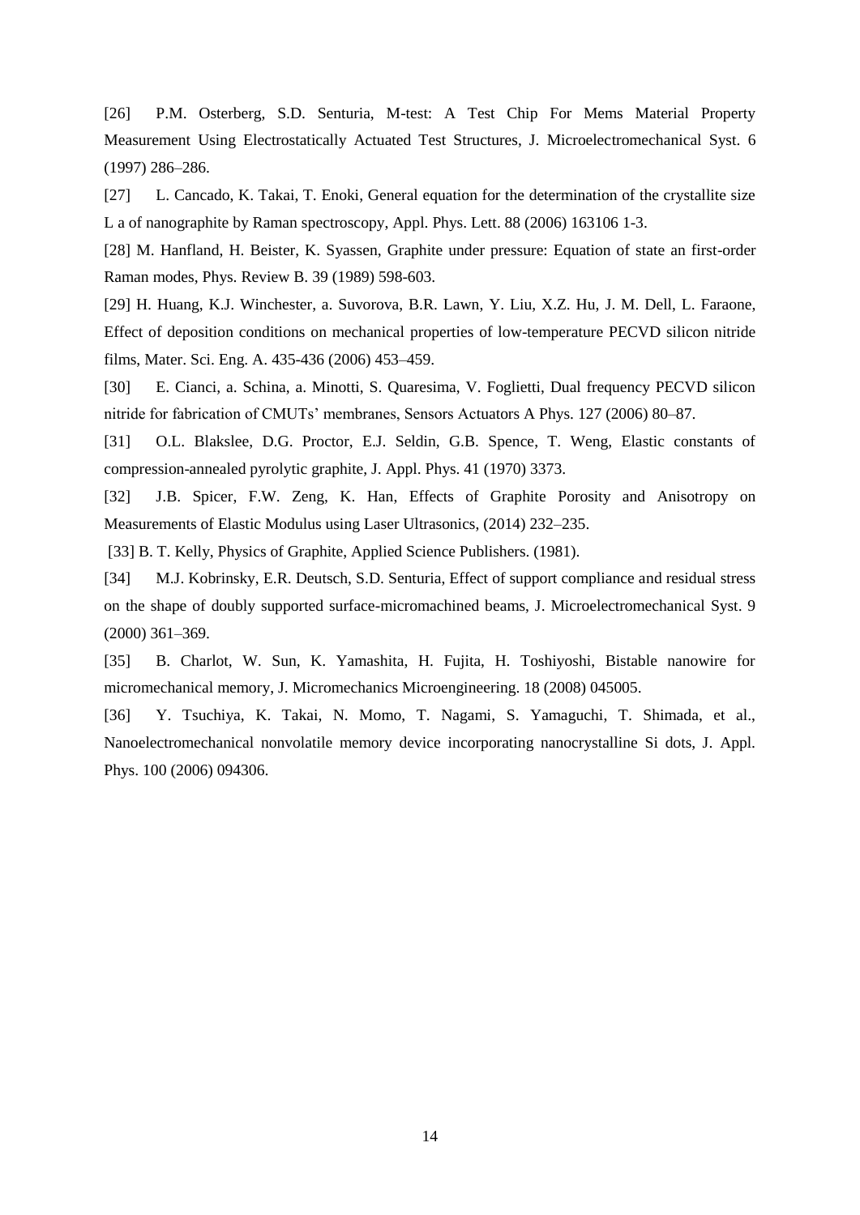[26] P.M. Osterberg, S.D. Senturia, M-test: A Test Chip For Mems Material Property Measurement Using Electrostatically Actuated Test Structures, J. Microelectromechanical Syst. 6 (1997) 286–286.

[27] L. Cancado, K. Takai, T. Enoki, General equation for the determination of the crystallite size L a of nanographite by Raman spectroscopy, Appl. Phys. Lett. 88 (2006) 163106 1-3.

[28] M. Hanfland, H. Beister, K. Syassen, Graphite under pressure: Equation of state an first-order Raman modes, Phys. Review B. 39 (1989) 598-603.

[29] H. Huang, K.J. Winchester, a. Suvorova, B.R. Lawn, Y. Liu, X.Z. Hu, J. M. Dell, L. Faraone, Effect of deposition conditions on mechanical properties of low-temperature PECVD silicon nitride films, Mater. Sci. Eng. A. 435-436 (2006) 453–459.

[30] E. Cianci, a. Schina, a. Minotti, S. Quaresima, V. Foglietti, Dual frequency PECVD silicon nitride for fabrication of CMUTs' membranes, Sensors Actuators A Phys. 127 (2006) 80–87.

[31] O.L. Blakslee, D.G. Proctor, E.J. Seldin, G.B. Spence, T. Weng, Elastic constants of compression-annealed pyrolytic graphite, J. Appl. Phys. 41 (1970) 3373.

[32] J.B. Spicer, F.W. Zeng, K. Han, Effects of Graphite Porosity and Anisotropy on Measurements of Elastic Modulus using Laser Ultrasonics, (2014) 232–235.

[33] B. T. Kelly, Physics of Graphite, Applied Science Publishers. (1981).

[34] M.J. Kobrinsky, E.R. Deutsch, S.D. Senturia, Effect of support compliance and residual stress on the shape of doubly supported surface-micromachined beams, J. Microelectromechanical Syst. 9 (2000) 361–369.

[35] B. Charlot, W. Sun, K. Yamashita, H. Fujita, H. Toshiyoshi, Bistable nanowire for micromechanical memory, J. Micromechanics Microengineering. 18 (2008) 045005.

[36] Y. Tsuchiya, K. Takai, N. Momo, T. Nagami, S. Yamaguchi, T. Shimada, et al., Nanoelectromechanical nonvolatile memory device incorporating nanocrystalline Si dots, J. Appl. Phys. 100 (2006) 094306.